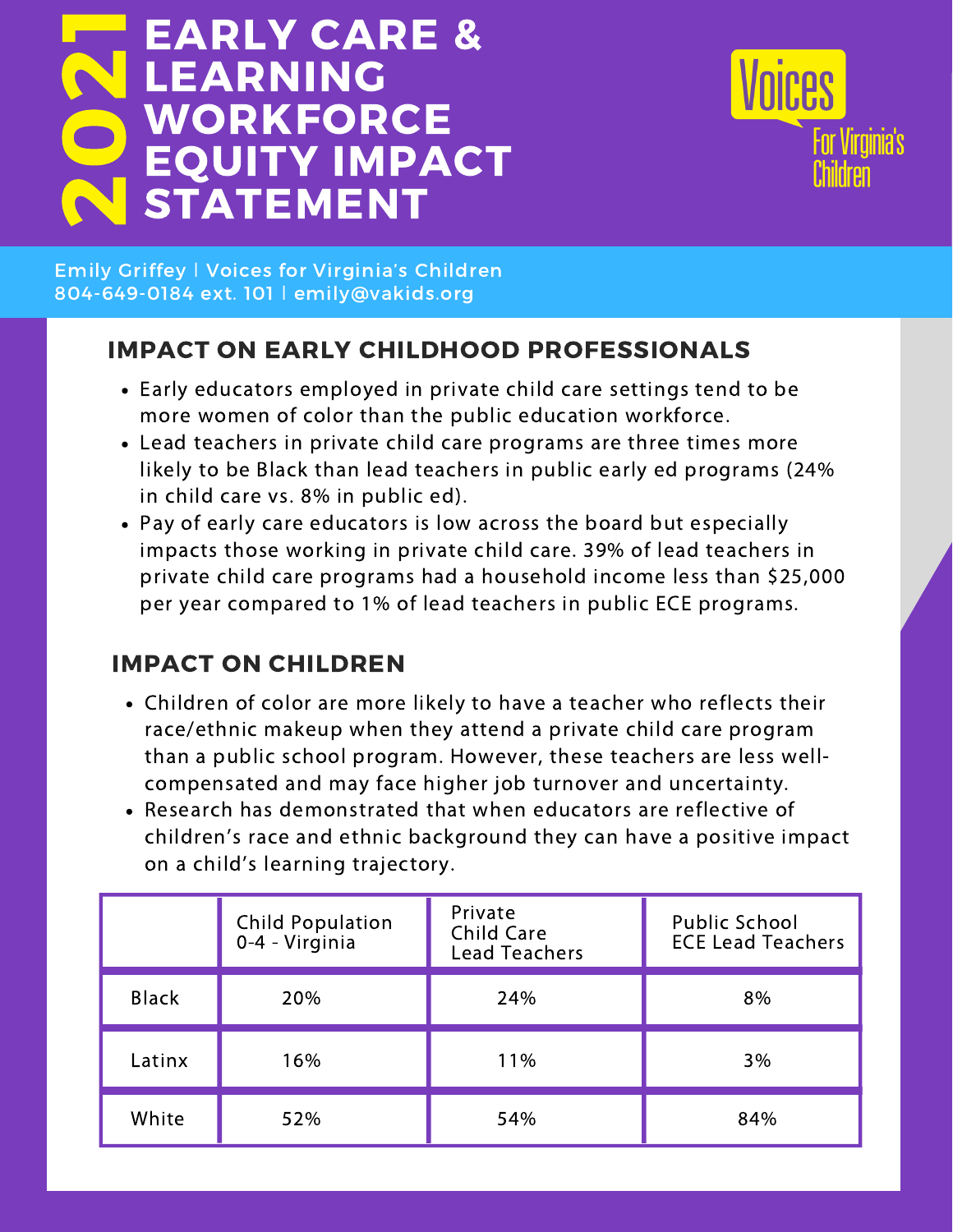# 2021 EARLY CARE & LEARNING WORKFORCE EQUITY IMPACT STATEMENT

Voices For Virginia's Children

Emily Griffey | Voices for Virginia's Children
804-649-0184 ext. 101 | emily@vakids.org

## IMPACT ON EARLY CHILDHOOD PROFESSIONALS

- Early educators employed in private child care settings tend to be more women of color than the public education workforce.
- Lead teachers in private child care programs are three times more likely to be Black than lead teachers in public early ed programs (24% in child care vs. 8% in public ed).
- Pay of early care educators is low across the board but especially impacts those working in private child care. 39% of lead teachers in private child care programs had a household income less than $25,000 per year compared to 1% of lead teachers in public ECE programs.

## IMPACT ON CHILDREN

- Children of color are more likely to have a teacher who reflects their race/ethnic makeup when they attend a private child care program than a public school program. However, these teachers are less well-compensated and may face higher job turnover and uncertainty.
- Research has demonstrated that when educators are reflective of children's race and ethnic background they can have a positive impact on a child's learning trajectory.

| | Child Population 0-4 - Virginia | Private Child Care Lead Teachers | Public School ECE Lead Teachers |
|---|---|---|---|
| Black | 20% | 24% | 8% |
| Latinx | 16% | 11% | 3% |
| White | 52% | 54% | 84% |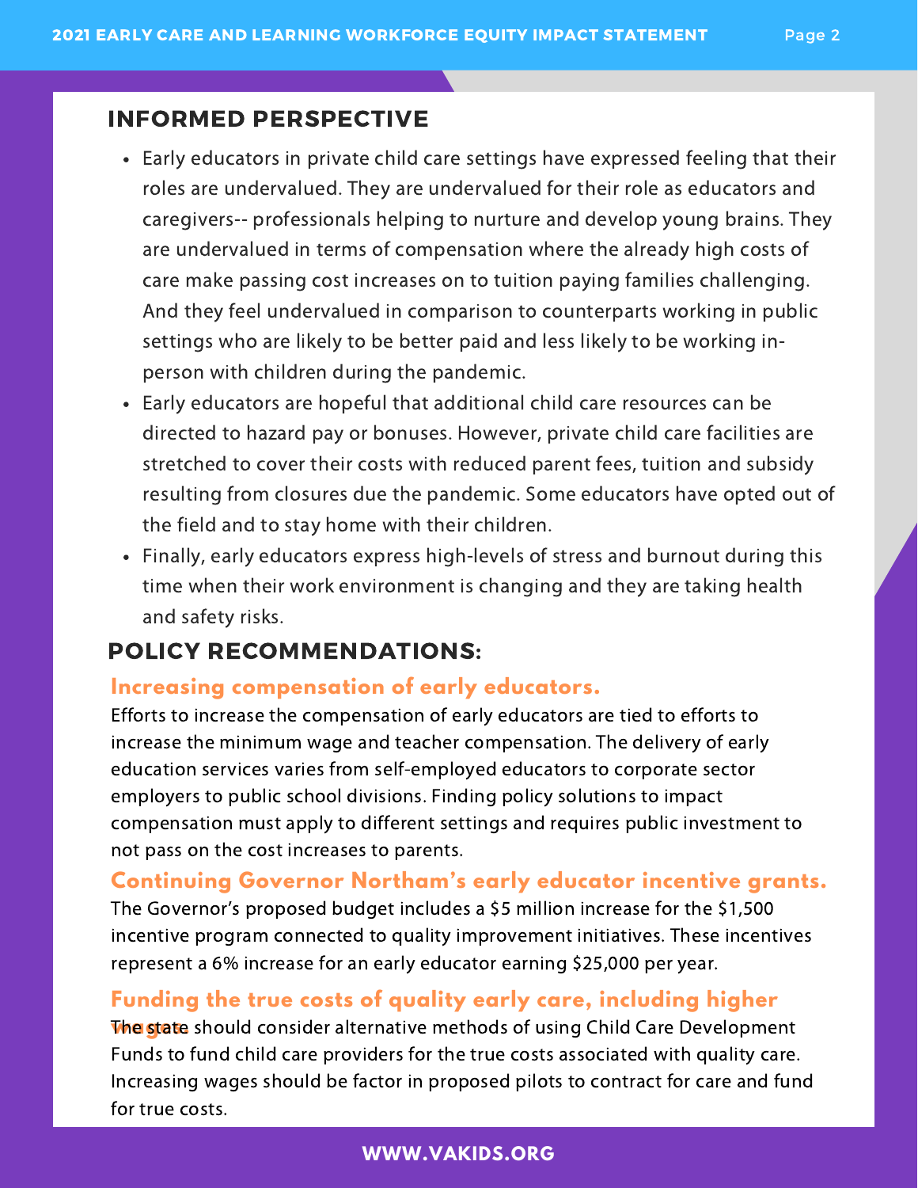## INFORMED PERSPECTIVE

- Early educators in private child care settings have expressed feeling that their roles are undervalued. They are undervalued for their role as educators and caregivers-- professionals helping to nurture and develop young brains. They are undervalued in terms of compensation where the already high costs of care make passing cost increases on to tuition paying families challenging. And they feel undervalued in comparison to counterparts working in public settings who are likely to be better paid and less likely to be working in-person with children during the pandemic.
- Early educators are hopeful that additional child care resources can be directed to hazard pay or bonuses. However, private child care facilities are stretched to cover their costs with reduced parent fees, tuition and subsidy resulting from closures due the pandemic. Some educators have opted out of the field and to stay home with their children.
- Finally, early educators express high-levels of stress and burnout during this time when their work environment is changing and they are taking health and safety risks.

## POLICY RECOMMENDATIONS:

### Increasing compensation of early educators.

Efforts to increase the compensation of early educators are tied to efforts to increase the minimum wage and teacher compensation. The delivery of early education services varies from self-employed educators to corporate sector employers to public school divisions. Finding policy solutions to impact compensation must apply to different settings and requires public investment to not pass on the cost increases to parents.

### Continuing Governor Northam's early educator incentive grants.

The Governor's proposed budget includes a $5 million increase for the $1,500 incentive program connected to quality improvement initiatives. These incentives represent a 6% increase for an early educator earning $25,000 per year.

### Funding the true costs of quality early care, including higher wages

The state should consider alternative methods of using Child Care Development Funds to fund child care providers for the true costs associated with quality care. Increasing wages should be factor in proposed pilots to contract for care and fund for true costs.

WWW.VAKIDS.ORG